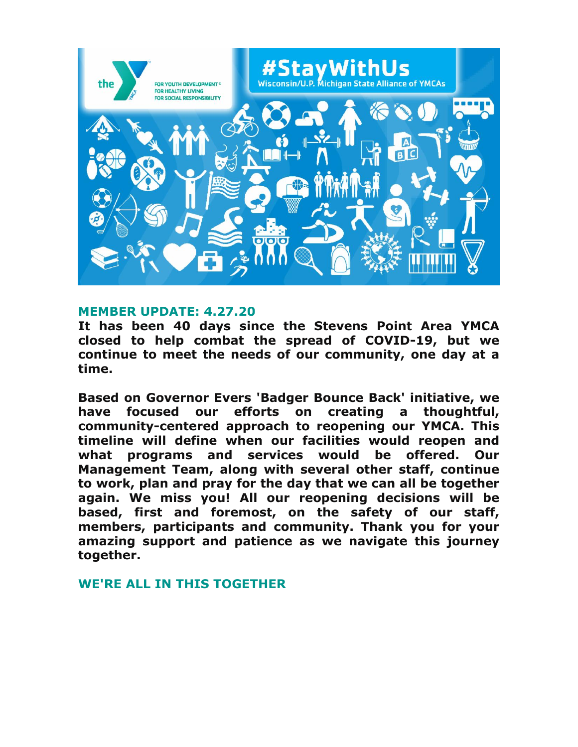## MEMBER UPDATE: 4.27.20

**It has been 40 days since the Stevens Point Area YMCA closed to help combat the spread of COVID-19, but we continue to meet the needs of our community, one day at a time.**

**Based on Governor Evers 'Badger Bounce Back' initiative, we have focused our efforts on creating a thoughtful, community-centered approach to reopening our YMCA. This timeline will define when our facilities would reopen and what programs and services would be offered. Our Management Team, along with several other staff, continue to work, plan and pray for the day that we can all be together again. We miss you! All our reopening decisions will be based, first and foremost, on the safety of our staff, members, participants and community. Thank you for your amazing support and patience as we navigate this journey together.**

## WE'RE ALL IN THIS TOGETHER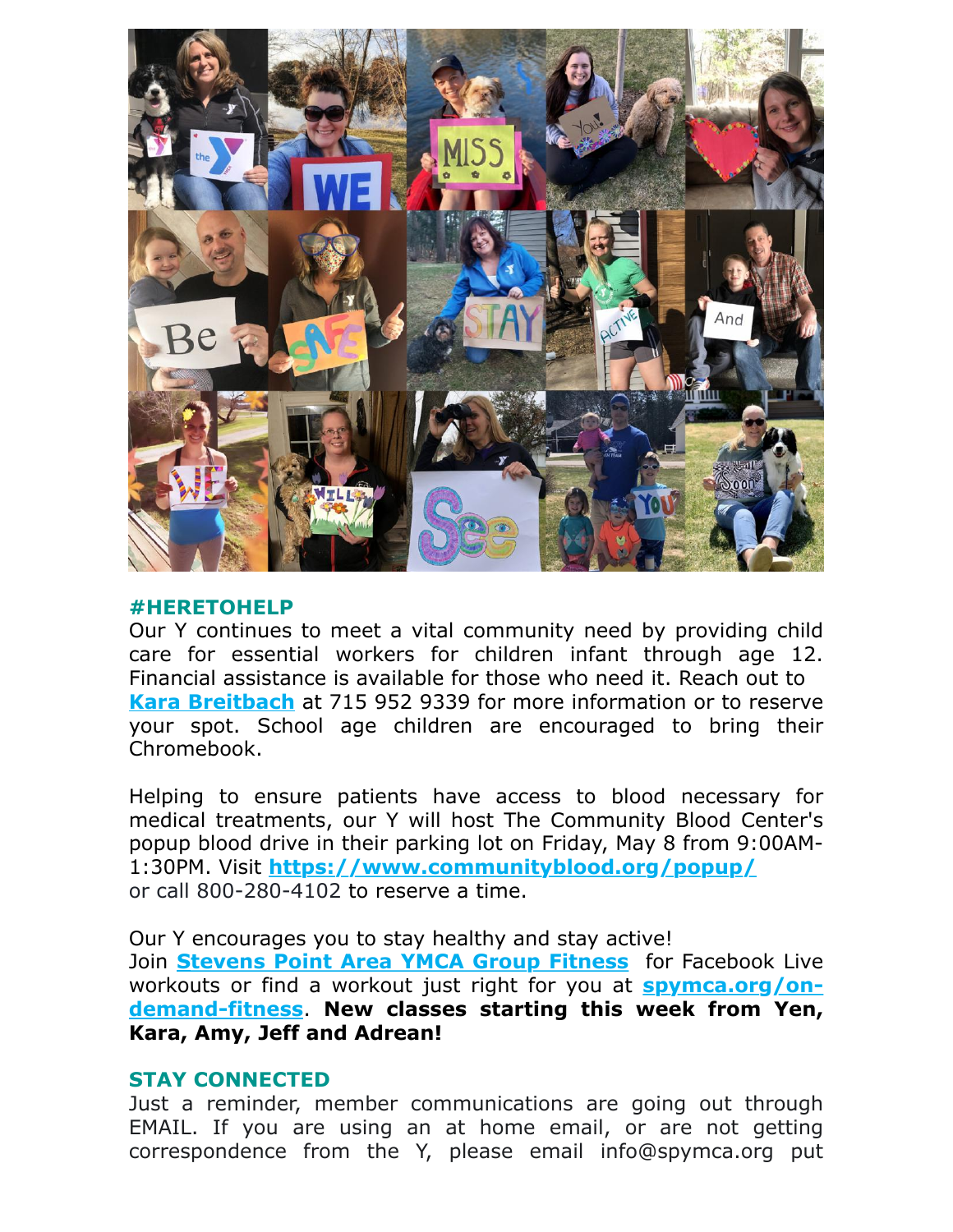#### #HERETOHELP

Our Y continues to meet a vital community need by providing child care for essential workers for children infant through age 12. Financial assistance is available for those who need it. Reach out to **Kara Breitbach** at 715 952 9339 for more information or to reserve your spot. School age children are encouraged to bring their Chromebook.

Helping to ensure patients have access to blood necessary for medical treatments, our Y will host The Community Blood Center's popup blood drive in their parking lot on Friday, May 8 from 9:00AM-1:30PM. Visit **https://www.communityblood.org/popup/** or call 800-280-4102 to reserve a time.

Our Y encourages you to stay healthy and stay active!
Join **Stevens Point Area YMCA Group Fitness** for Facebook Live workouts or find a workout just right for you at **spymca.org/on-demand-fitness**. **New classes starting this week from Yen, Kara, Amy, Jeff and Adrean!**

#### STAY CONNECTED

Just a reminder, member communications are going out through EMAIL. If you are using an at home email, or are not getting correspondence from the Y, please email info@spymca.org put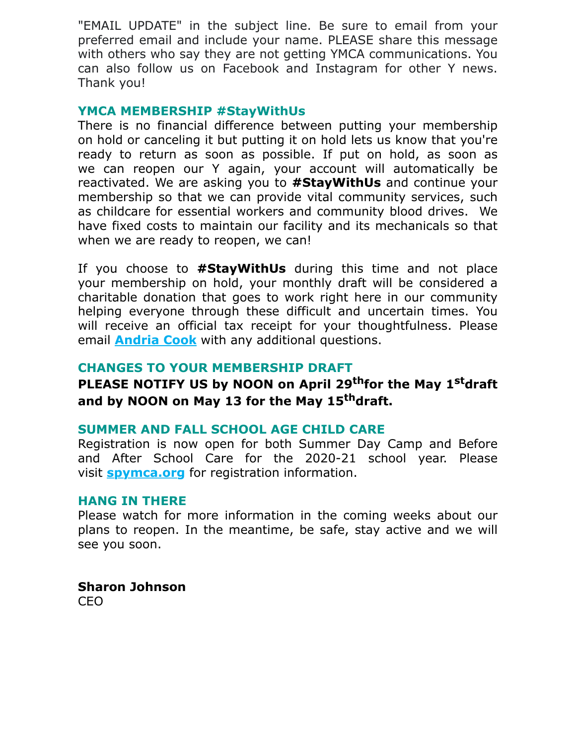"EMAIL UPDATE" in the subject line. Be sure to email from your preferred email and include your name. PLEASE share this message with others who say they are not getting YMCA communications. You can also follow us on Facebook and Instagram for other Y news. Thank you!

### YMCA MEMBERSHIP #StayWithUs

There is no financial difference between putting your membership on hold or canceling it but putting it on hold lets us know that you're ready to return as soon as possible. If put on hold, as soon as we can reopen our Y again, your account will automatically be reactivated. We are asking you to **#StayWithUs** and continue your membership so that we can provide vital community services, such as childcare for essential workers and community blood drives. We have fixed costs to maintain our facility and its mechanicals so that when we are ready to reopen, we can!

If you choose to **#StayWithUs** during this time and not place your membership on hold, your monthly draft will be considered a charitable donation that goes to work right here in our community helping everyone through these difficult and uncertain times. You will receive an official tax receipt for your thoughtfulness. Please email **Andria Cook** with any additional questions.

### CHANGES TO YOUR MEMBERSHIP DRAFT

**PLEASE NOTIFY US by NOON on April 29th for the May 1st draft and by NOON on May 13 for the May 15th draft.**

### SUMMER AND FALL SCHOOL AGE CHILD CARE

Registration is now open for both Summer Day Camp and Before and After School Care for the 2020-21 school year. Please visit **spymca.org** for registration information.

### HANG IN THERE

Please watch for more information in the coming weeks about our plans to reopen. In the meantime, be safe, stay active and we will see you soon.

**Sharon Johnson**
CEO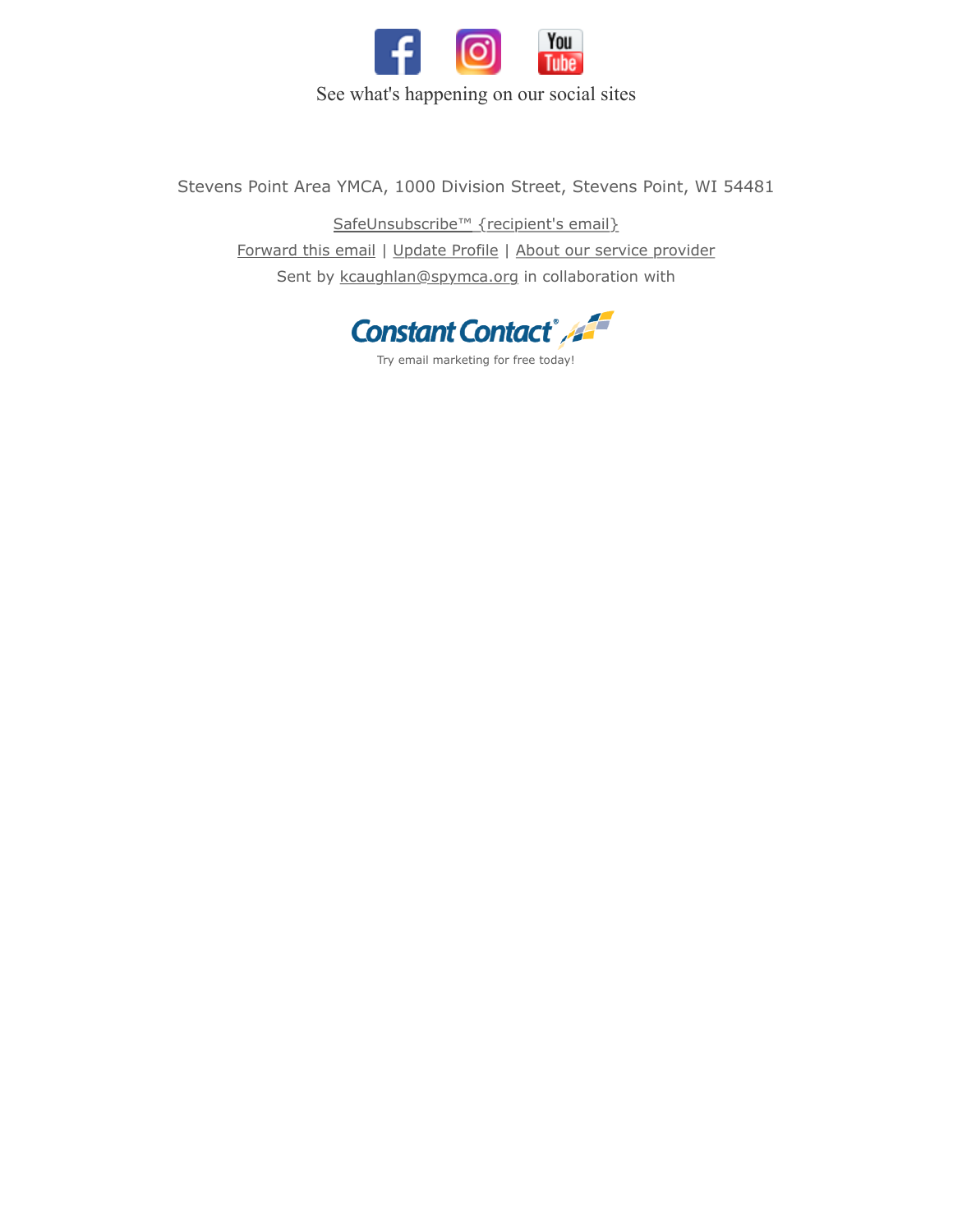See what's happening on our social sites

Stevens Point Area YMCA, 1000 Division Street, Stevens Point, WI 54481

SafeUnsubscribe™ {recipient's email}

Forward this email | Update Profile | About our service provider

Sent by kcaughlan@spymca.org in collaboration with

Constant Contact

Try email marketing for free today!